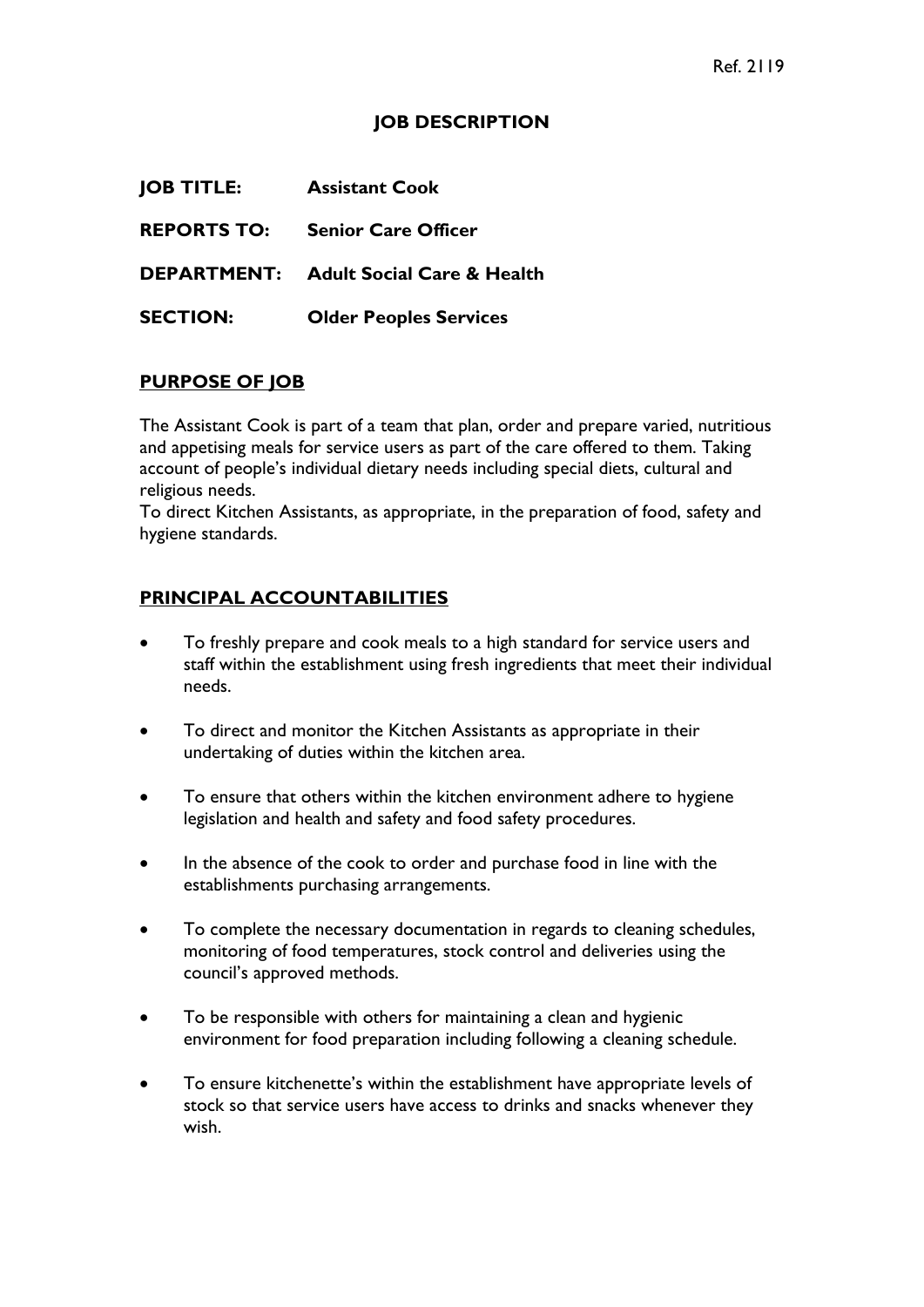Ref. 2119

# JOB DESCRIPTION

**JOB TITLE:** **Assistant Cook**

**REPORTS TO:** **Senior Care Officer**

**DEPARTMENT:** **Adult Social Care & Health**

**SECTION:** **Older Peoples Services**

## PURPOSE OF JOB

The Assistant Cook is part of a team that plan, order and prepare varied, nutritious and appetising meals for service users as part of the care offered to them. Taking account of people's individual dietary needs including special diets, cultural and religious needs.
To direct Kitchen Assistants, as appropriate, in the preparation of food, safety and hygiene standards.

## PRINCIPAL ACCOUNTABILITIES

- To freshly prepare and cook meals to a high standard for service users and staff within the establishment using fresh ingredients that meet their individual needs.

- To direct and monitor the Kitchen Assistants as appropriate in their undertaking of duties within the kitchen area.

- To ensure that others within the kitchen environment adhere to hygiene legislation and health and safety and food safety procedures.

- In the absence of the cook to order and purchase food in line with the establishments purchasing arrangements.

- To complete the necessary documentation in regards to cleaning schedules, monitoring of food temperatures, stock control and deliveries using the council's approved methods.

- To be responsible with others for maintaining a clean and hygienic environment for food preparation including following a cleaning schedule.

- To ensure kitchenette's within the establishment have appropriate levels of stock so that service users have access to drinks and snacks whenever they wish.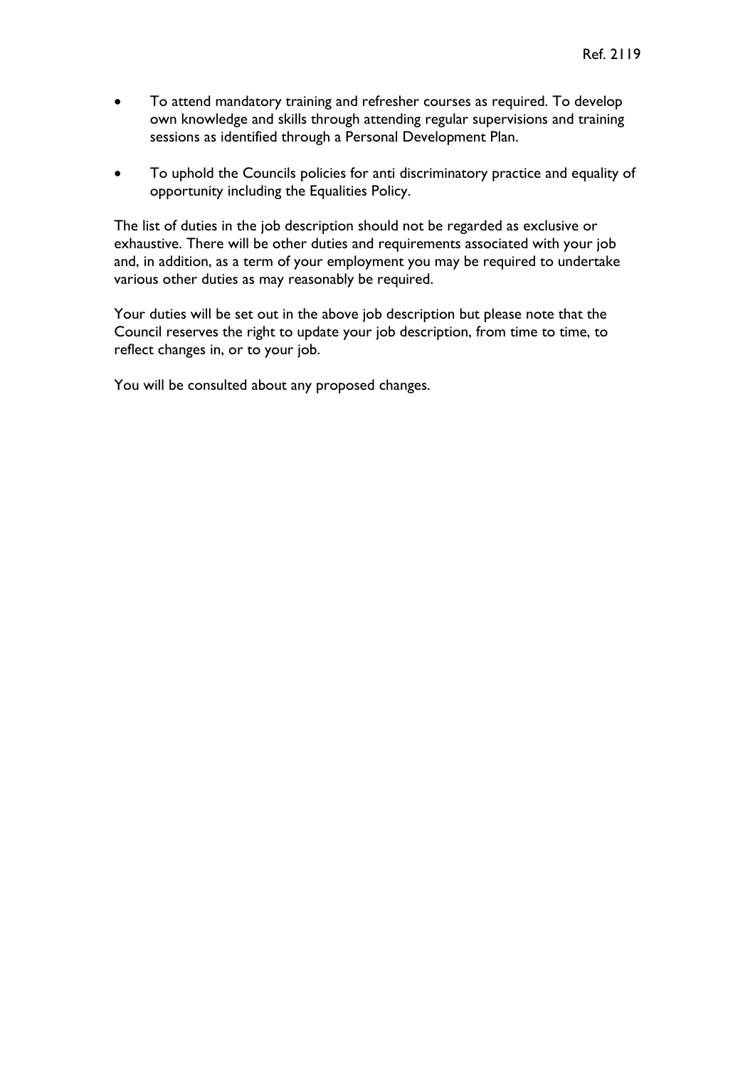- To attend mandatory training and refresher courses as required. To develop own knowledge and skills through attending regular supervisions and training sessions as identified through a Personal Development Plan.

- To uphold the Councils policies for anti discriminatory practice and equality of opportunity including the Equalities Policy.

The list of duties in the job description should not be regarded as exclusive or exhaustive. There will be other duties and requirements associated with your job and, in addition, as a term of your employment you may be required to undertake various other duties as may reasonably be required.

Your duties will be set out in the above job description but please note that the Council reserves the right to update your job description, from time to time, to reflect changes in, or to your job.

You will be consulted about any proposed changes.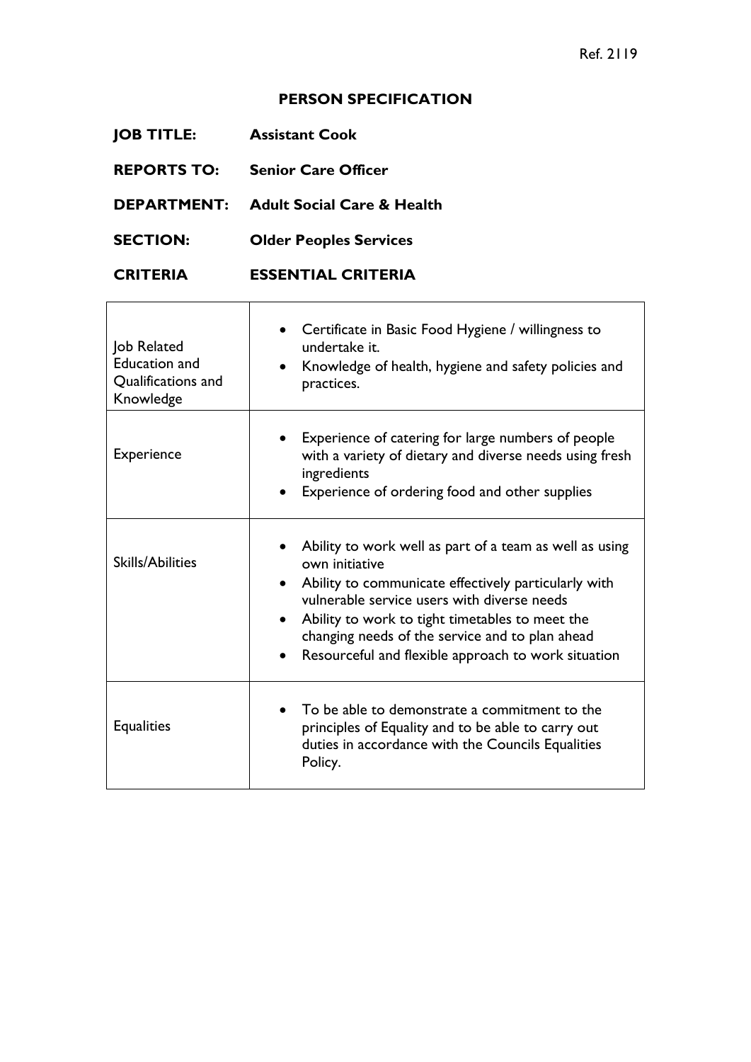Ref. 2119

# PERSON SPECIFICATION

**JOB TITLE:** **Assistant Cook**

**REPORTS TO:** **Senior Care Officer**

**DEPARTMENT:** **Adult Social Care & Health**

**SECTION:** **Older Peoples Services**

| **CRITERIA** | **ESSENTIAL CRITERIA** |
|---|---|
| Job Related Education and Qualifications and Knowledge | • Certificate in Basic Food Hygiene / willingness to undertake it.<br>• Knowledge of health, hygiene and safety policies and practices. |
| Experience | • Experience of catering for large numbers of people with a variety of dietary and diverse needs using fresh ingredients<br>• Experience of ordering food and other supplies |
| Skills/Abilities | • Ability to work well as part of a team as well as using own initiative<br>• Ability to communicate effectively particularly with vulnerable service users with diverse needs<br>• Ability to work to tight timetables to meet the changing needs of the service and to plan ahead<br>• Resourceful and flexible approach to work situation |
| Equalities | • To be able to demonstrate a commitment to the principles of Equality and to be able to carry out duties in accordance with the Councils Equalities Policy. |